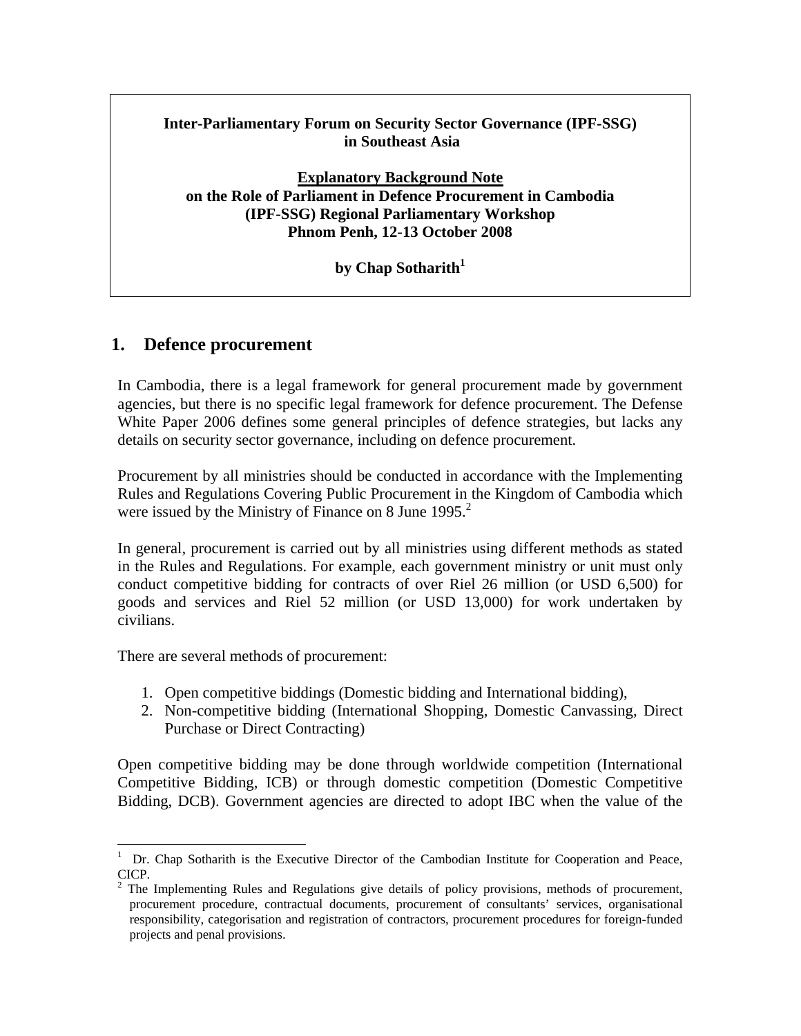**Inter-Parliamentary Forum on Security Sector Governance (IPF-SSG) in Southeast Asia**

**Explanatory Background Note on the Role of Parliament in Defence Procurement in Cambodia (IPF-SSG) Regional Parliamentary Workshop Phnom Penh, 12-13 October 2008**

**by Chap Sotharith[1]**

## 1. Defence procurement

In Cambodia, there is a legal framework for general procurement made by government agencies, but there is no specific legal framework for defence procurement. The Defense White Paper 2006 defines some general principles of defence strategies, but lacks any details on security sector governance, including on defence procurement.

Procurement by all ministries should be conducted in accordance with the Implementing Rules and Regulations Covering Public Procurement in the Kingdom of Cambodia which were issued by the Ministry of Finance on 8 June 1995.[2]

In general, procurement is carried out by all ministries using different methods as stated in the Rules and Regulations. For example, each government ministry or unit must only conduct competitive bidding for contracts of over Riel 26 million (or USD 6,500) for goods and services and Riel 52 million (or USD 13,000) for work undertaken by civilians.

There are several methods of procurement:

1. Open competitive biddings (Domestic bidding and International bidding),
2. Non-competitive bidding (International Shopping, Domestic Canvassing, Direct Purchase or Direct Contracting)

Open competitive bidding may be done through worldwide competition (International Competitive Bidding, ICB) or through domestic competition (Domestic Competitive Bidding, DCB). Government agencies are directed to adopt IBC when the value of the

---

[1] Dr. Chap Sotharith is the Executive Director of the Cambodian Institute for Cooperation and Peace, CICP.

[2] The Implementing Rules and Regulations give details of policy provisions, methods of procurement, procurement procedure, contractual documents, procurement of consultants' services, organisational responsibility, categorisation and registration of contractors, procurement procedures for foreign-funded projects and penal provisions.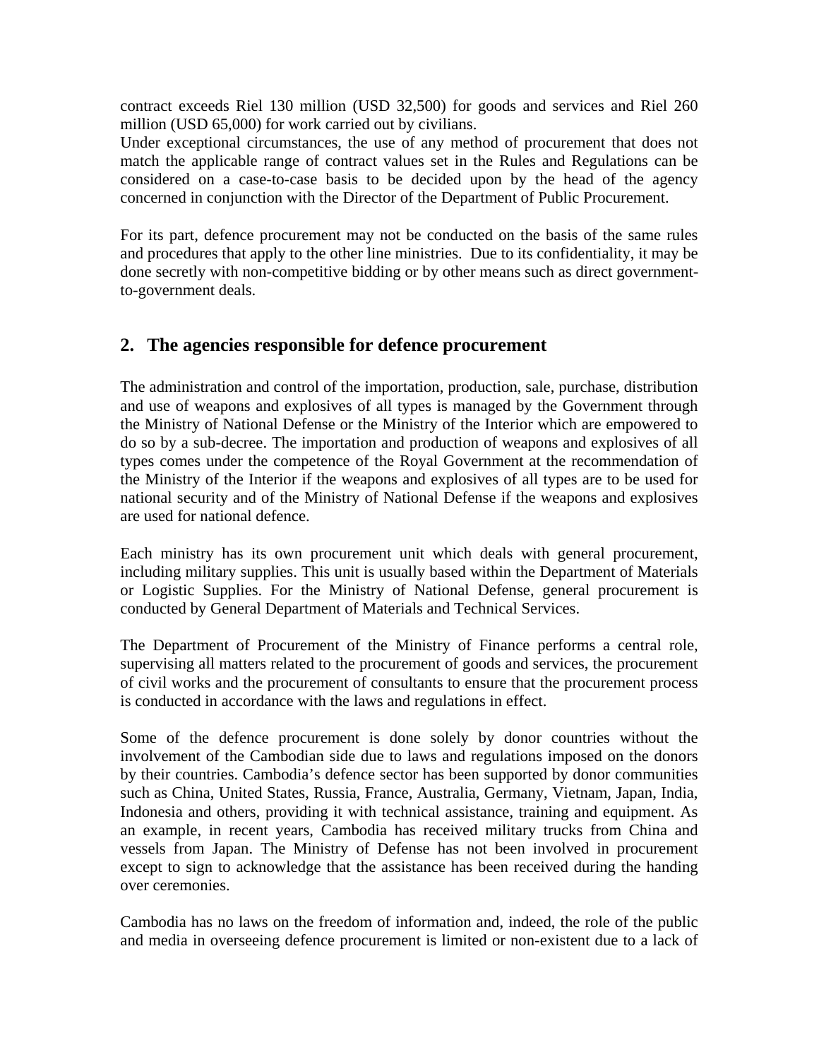contract exceeds Riel 130 million (USD 32,500) for goods and services and Riel 260 million (USD 65,000) for work carried out by civilians.
Under exceptional circumstances, the use of any method of procurement that does not match the applicable range of contract values set in the Rules and Regulations can be considered on a case-to-case basis to be decided upon by the head of the agency concerned in conjunction with the Director of the Department of Public Procurement.

For its part, defence procurement may not be conducted on the basis of the same rules and procedures that apply to the other line ministries. Due to its confidentiality, it may be done secretly with non-competitive bidding or by other means such as direct government-to-government deals.

## 2. The agencies responsible for defence procurement

The administration and control of the importation, production, sale, purchase, distribution and use of weapons and explosives of all types is managed by the Government through the Ministry of National Defense or the Ministry of the Interior which are empowered to do so by a sub-decree. The importation and production of weapons and explosives of all types comes under the competence of the Royal Government at the recommendation of the Ministry of the Interior if the weapons and explosives of all types are to be used for national security and of the Ministry of National Defense if the weapons and explosives are used for national defence.

Each ministry has its own procurement unit which deals with general procurement, including military supplies. This unit is usually based within the Department of Materials or Logistic Supplies. For the Ministry of National Defense, general procurement is conducted by General Department of Materials and Technical Services.

The Department of Procurement of the Ministry of Finance performs a central role, supervising all matters related to the procurement of goods and services, the procurement of civil works and the procurement of consultants to ensure that the procurement process is conducted in accordance with the laws and regulations in effect.

Some of the defence procurement is done solely by donor countries without the involvement of the Cambodian side due to laws and regulations imposed on the donors by their countries. Cambodia's defence sector has been supported by donor communities such as China, United States, Russia, France, Australia, Germany, Vietnam, Japan, India, Indonesia and others, providing it with technical assistance, training and equipment. As an example, in recent years, Cambodia has received military trucks from China and vessels from Japan. The Ministry of Defense has not been involved in procurement except to sign to acknowledge that the assistance has been received during the handing over ceremonies.

Cambodia has no laws on the freedom of information and, indeed, the role of the public and media in overseeing defence procurement is limited or non-existent due to a lack of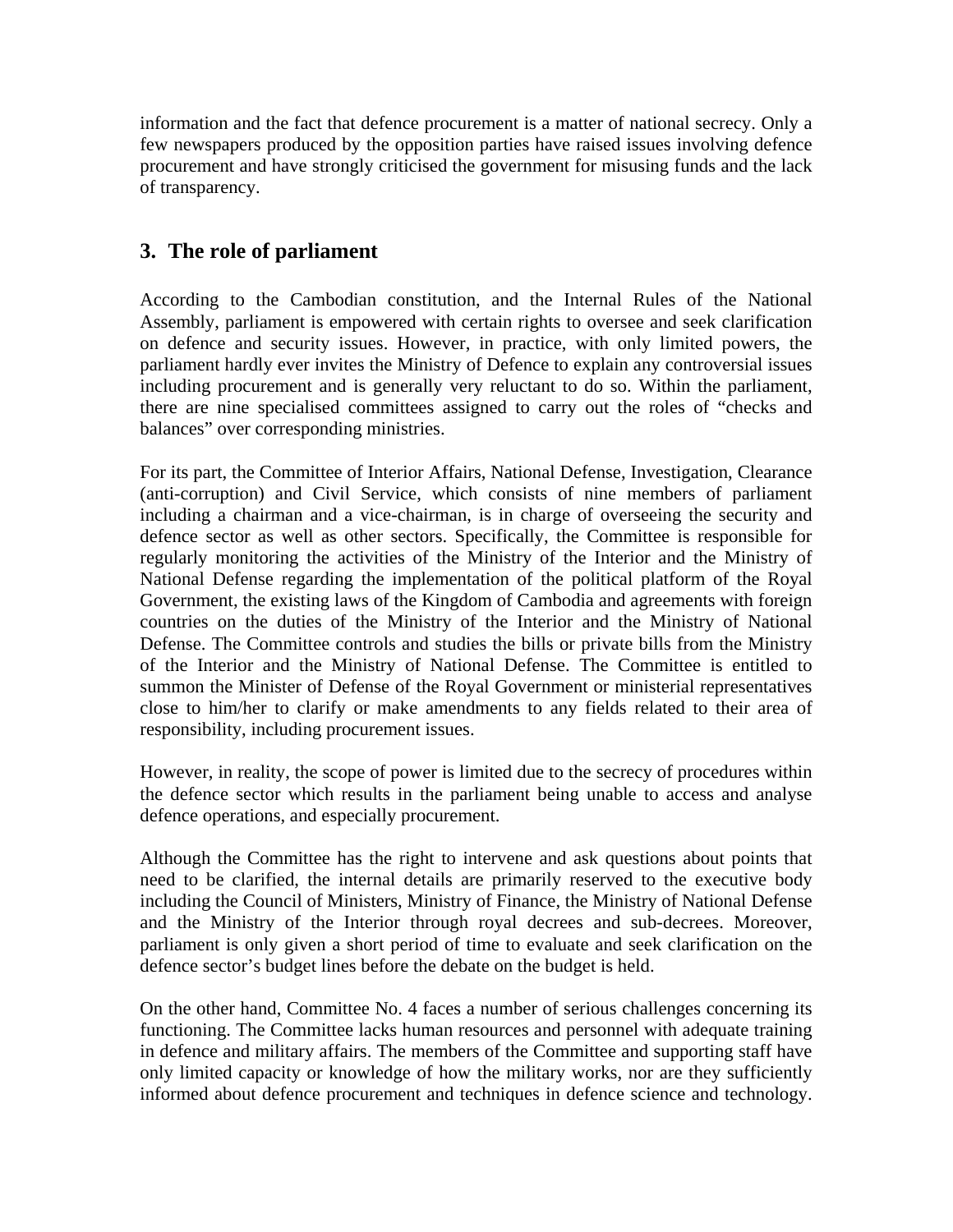information and the fact that defence procurement is a matter of national secrecy. Only a few newspapers produced by the opposition parties have raised issues involving defence procurement and have strongly criticised the government for misusing funds and the lack of transparency.

## 3. The role of parliament

According to the Cambodian constitution, and the Internal Rules of the National Assembly, parliament is empowered with certain rights to oversee and seek clarification on defence and security issues. However, in practice, with only limited powers, the parliament hardly ever invites the Ministry of Defence to explain any controversial issues including procurement and is generally very reluctant to do so. Within the parliament, there are nine specialised committees assigned to carry out the roles of "checks and balances" over corresponding ministries.

For its part, the Committee of Interior Affairs, National Defense, Investigation, Clearance (anti-corruption) and Civil Service, which consists of nine members of parliament including a chairman and a vice-chairman, is in charge of overseeing the security and defence sector as well as other sectors. Specifically, the Committee is responsible for regularly monitoring the activities of the Ministry of the Interior and the Ministry of National Defense regarding the implementation of the political platform of the Royal Government, the existing laws of the Kingdom of Cambodia and agreements with foreign countries on the duties of the Ministry of the Interior and the Ministry of National Defense. The Committee controls and studies the bills or private bills from the Ministry of the Interior and the Ministry of National Defense. The Committee is entitled to summon the Minister of Defense of the Royal Government or ministerial representatives close to him/her to clarify or make amendments to any fields related to their area of responsibility, including procurement issues.

However, in reality, the scope of power is limited due to the secrecy of procedures within the defence sector which results in the parliament being unable to access and analyse defence operations, and especially procurement.

Although the Committee has the right to intervene and ask questions about points that need to be clarified, the internal details are primarily reserved to the executive body including the Council of Ministers, Ministry of Finance, the Ministry of National Defense and the Ministry of the Interior through royal decrees and sub-decrees. Moreover, parliament is only given a short period of time to evaluate and seek clarification on the defence sector's budget lines before the debate on the budget is held.

On the other hand, Committee No. 4 faces a number of serious challenges concerning its functioning. The Committee lacks human resources and personnel with adequate training in defence and military affairs. The members of the Committee and supporting staff have only limited capacity or knowledge of how the military works, nor are they sufficiently informed about defence procurement and techniques in defence science and technology.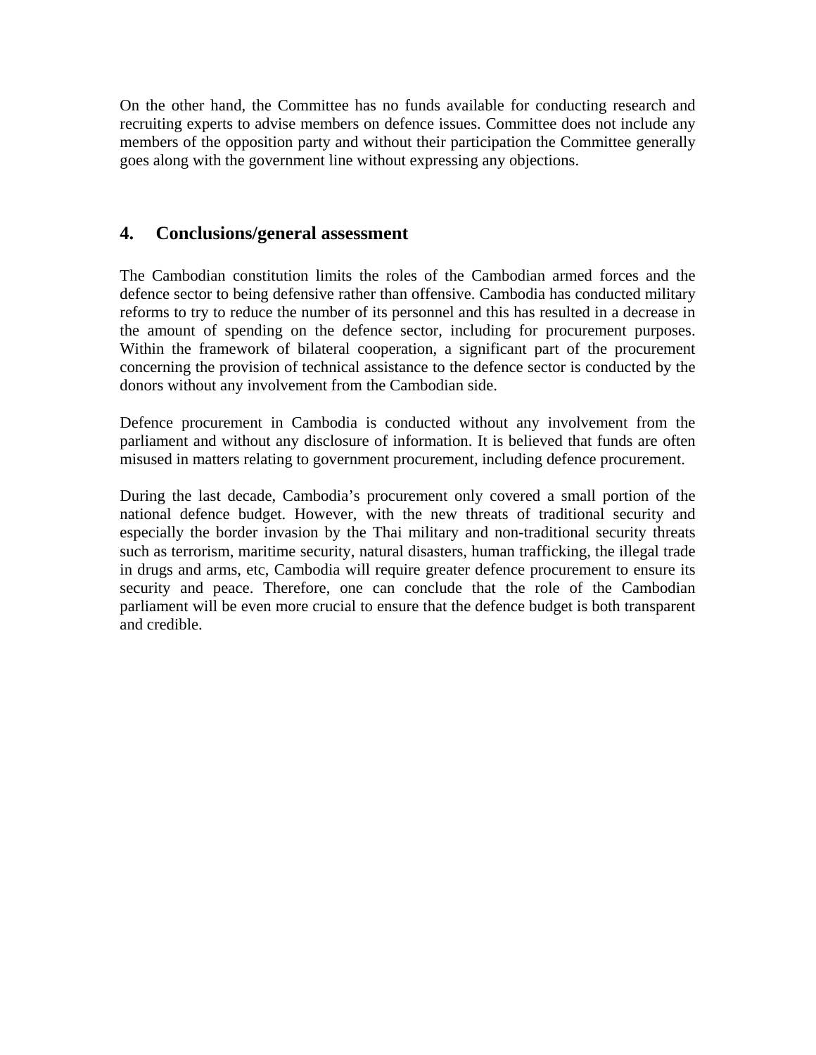On the other hand, the Committee has no funds available for conducting research and recruiting experts to advise members on defence issues. Committee does not include any members of the opposition party and without their participation the Committee generally goes along with the government line without expressing any objections.

## 4. Conclusions/general assessment

The Cambodian constitution limits the roles of the Cambodian armed forces and the defence sector to being defensive rather than offensive. Cambodia has conducted military reforms to try to reduce the number of its personnel and this has resulted in a decrease in the amount of spending on the defence sector, including for procurement purposes. Within the framework of bilateral cooperation, a significant part of the procurement concerning the provision of technical assistance to the defence sector is conducted by the donors without any involvement from the Cambodian side.

Defence procurement in Cambodia is conducted without any involvement from the parliament and without any disclosure of information. It is believed that funds are often misused in matters relating to government procurement, including defence procurement.

During the last decade, Cambodia's procurement only covered a small portion of the national defence budget. However, with the new threats of traditional security and especially the border invasion by the Thai military and non-traditional security threats such as terrorism, maritime security, natural disasters, human trafficking, the illegal trade in drugs and arms, etc, Cambodia will require greater defence procurement to ensure its security and peace. Therefore, one can conclude that the role of the Cambodian parliament will be even more crucial to ensure that the defence budget is both transparent and credible.